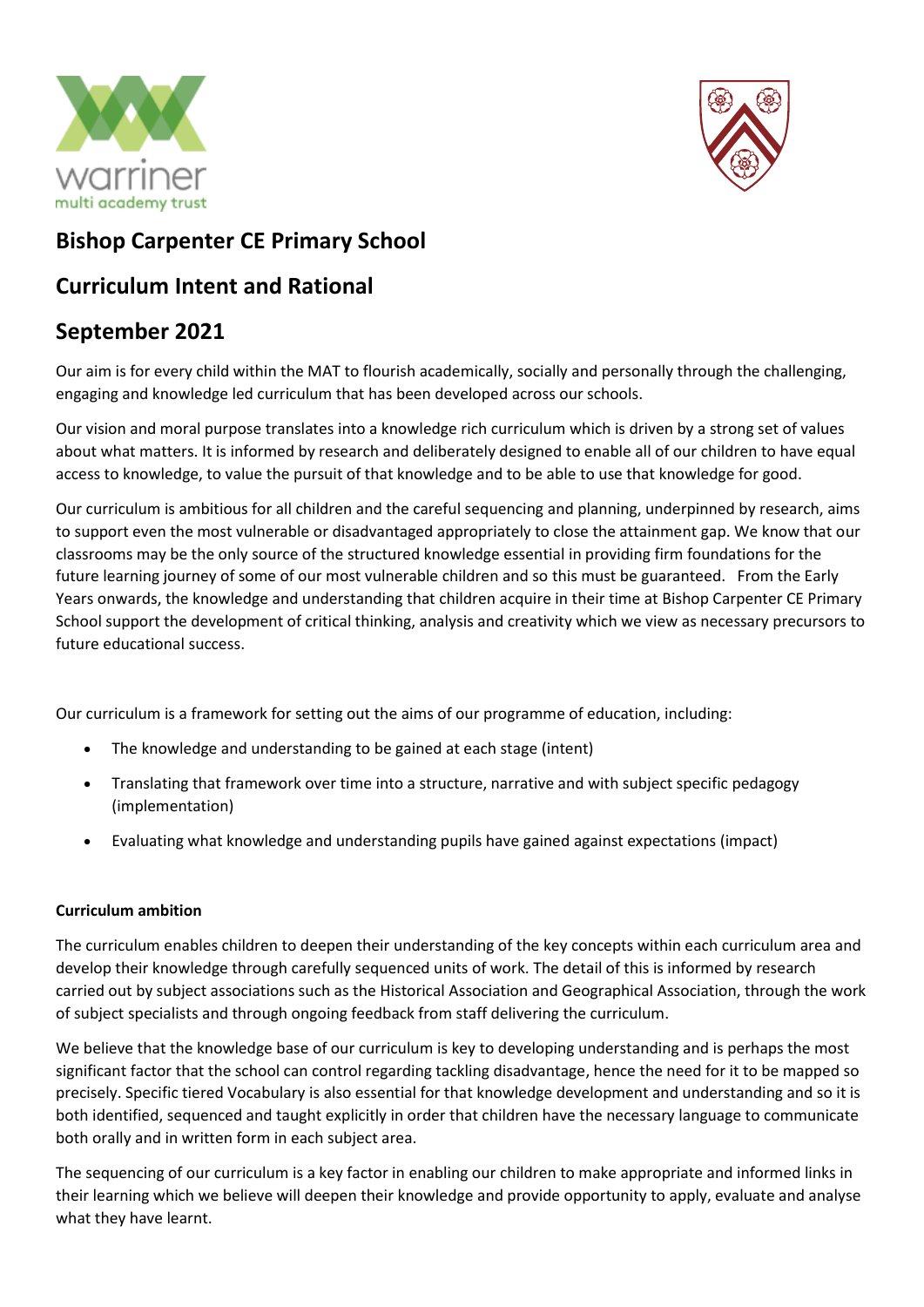# Bishop Carpenter CE Primary School

## Curriculum Intent and Rational

## September 2021

Our aim is for every child within the MAT to flourish academically, socially and personally through the challenging, engaging and knowledge led curriculum that has been developed across our schools.

Our vision and moral purpose translates into a knowledge rich curriculum which is driven by a strong set of values about what matters. It is informed by research and deliberately designed to enable all of our children to have equal access to knowledge, to value the pursuit of that knowledge and to be able to use that knowledge for good.

Our curriculum is ambitious for all children and the careful sequencing and planning, underpinned by research, aims to support even the most vulnerable or disadvantaged appropriately to close the attainment gap. We know that our classrooms may be the only source of the structured knowledge essential in providing firm foundations for the future learning journey of some of our most vulnerable children and so this must be guaranteed. From the Early Years onwards, the knowledge and understanding that children acquire in their time at Bishop Carpenter CE Primary School support the development of critical thinking, analysis and creativity which we view as necessary precursors to future educational success.

Our curriculum is a framework for setting out the aims of our programme of education, including:

- The knowledge and understanding to be gained at each stage (intent)
- Translating that framework over time into a structure, narrative and with subject specific pedagogy (implementation)
- Evaluating what knowledge and understanding pupils have gained against expectations (impact)

**Curriculum ambition**

The curriculum enables children to deepen their understanding of the key concepts within each curriculum area and develop their knowledge through carefully sequenced units of work. The detail of this is informed by research carried out by subject associations such as the Historical Association and Geographical Association, through the work of subject specialists and through ongoing feedback from staff delivering the curriculum.

We believe that the knowledge base of our curriculum is key to developing understanding and is perhaps the most significant factor that the school can control regarding tackling disadvantage, hence the need for it to be mapped so precisely. Specific tiered Vocabulary is also essential for that knowledge development and understanding and so it is both identified, sequenced and taught explicitly in order that children have the necessary language to communicate both orally and in written form in each subject area.

The sequencing of our curriculum is a key factor in enabling our children to make appropriate and informed links in their learning which we believe will deepen their knowledge and provide opportunity to apply, evaluate and analyse what they have learnt.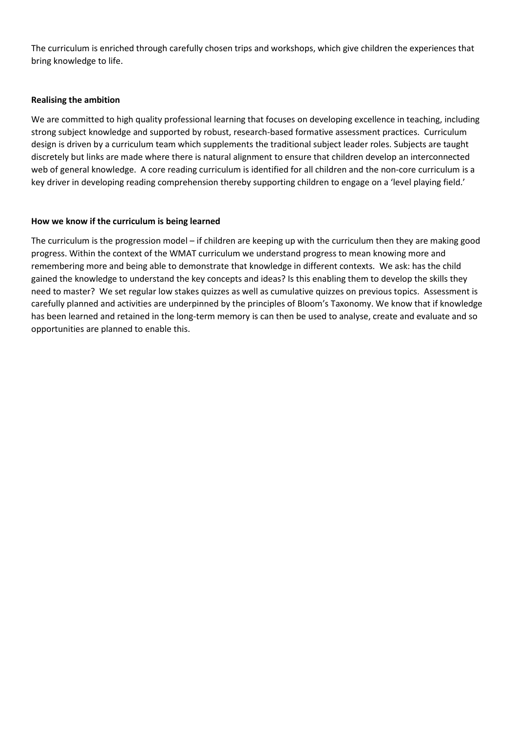The curriculum is enriched through carefully chosen trips and workshops, which give children the experiences that bring knowledge to life.

**Realising the ambition**

We are committed to high quality professional learning that focuses on developing excellence in teaching, including strong subject knowledge and supported by robust, research-based formative assessment practices. Curriculum design is driven by a curriculum team which supplements the traditional subject leader roles. Subjects are taught discretely but links are made where there is natural alignment to ensure that children develop an interconnected web of general knowledge. A core reading curriculum is identified for all children and the non-core curriculum is a key driver in developing reading comprehension thereby supporting children to engage on a 'level playing field.'

**How we know if the curriculum is being learned**

The curriculum is the progression model – if children are keeping up with the curriculum then they are making good progress. Within the context of the WMAT curriculum we understand progress to mean knowing more and remembering more and being able to demonstrate that knowledge in different contexts. We ask: has the child gained the knowledge to understand the key concepts and ideas? Is this enabling them to develop the skills they need to master? We set regular low stakes quizzes as well as cumulative quizzes on previous topics. Assessment is carefully planned and activities are underpinned by the principles of Bloom's Taxonomy. We know that if knowledge has been learned and retained in the long-term memory is can then be used to analyse, create and evaluate and so opportunities are planned to enable this.